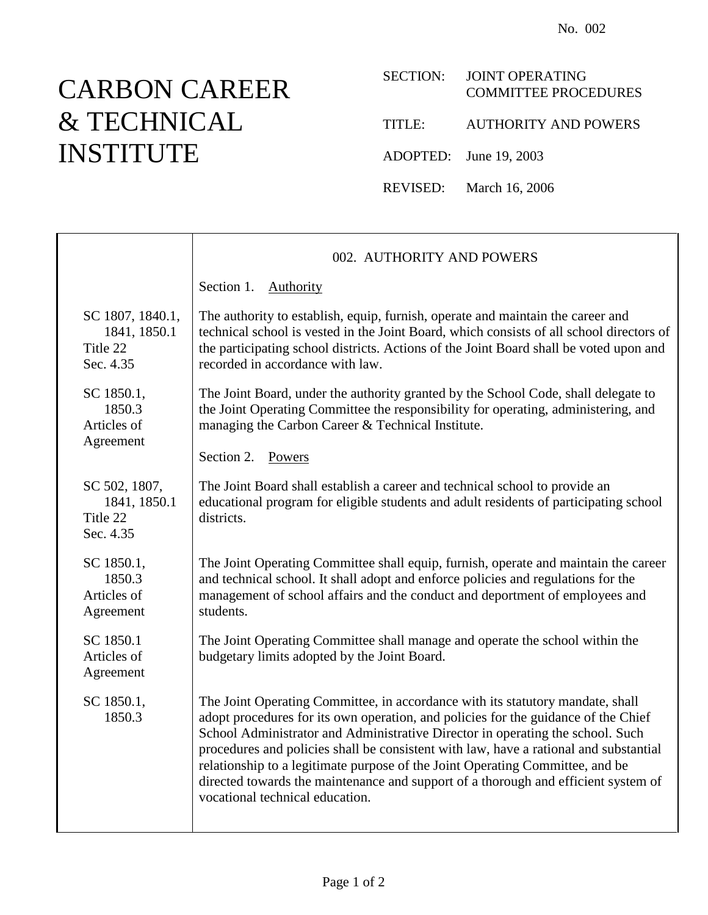No. 002

# CARBON CAREER & TECHNICAL INSTITUTE

SECTION: JOINT OPERATING COMMITTEE PROCEDURES

TITLE: AUTHORITY AND POWERS

ADOPTED: June 19, 2003

REVISED: March 16, 2006

| | 002. AUTHORITY AND POWERS |
|---|---|
| | Section 1. Authority |
| SC 1807, 1840.1, 1841, 1850.1<br>Title 22<br>Sec. 4.35 | The authority to establish, equip, furnish, operate and maintain the career and technical school is vested in the Joint Board, which consists of all school directors of the participating school districts. Actions of the Joint Board shall be voted upon and recorded in accordance with law. |
| SC 1850.1, 1850.3<br>Articles of Agreement | The Joint Board, under the authority granted by the School Code, shall delegate to the Joint Operating Committee the responsibility for operating, administering, and managing the Carbon Career & Technical Institute. |
| | Section 2. Powers |
| SC 502, 1807, 1841, 1850.1<br>Title 22<br>Sec. 4.35 | The Joint Board shall establish a career and technical school to provide an educational program for eligible students and adult residents of participating school districts. |
| SC 1850.1, 1850.3<br>Articles of Agreement | The Joint Operating Committee shall equip, furnish, operate and maintain the career and technical school. It shall adopt and enforce policies and regulations for the management of school affairs and the conduct and deportment of employees and students. |
| SC 1850.1<br>Articles of Agreement | The Joint Operating Committee shall manage and operate the school within the budgetary limits adopted by the Joint Board. |
| SC 1850.1, 1850.3 | The Joint Operating Committee, in accordance with its statutory mandate, shall adopt procedures for its own operation, and policies for the guidance of the Chief School Administrator and Administrative Director in operating the school. Such procedures and policies shall be consistent with law, have a rational and substantial relationship to a legitimate purpose of the Joint Operating Committee, and be directed towards the maintenance and support of a thorough and efficient system of vocational technical education. |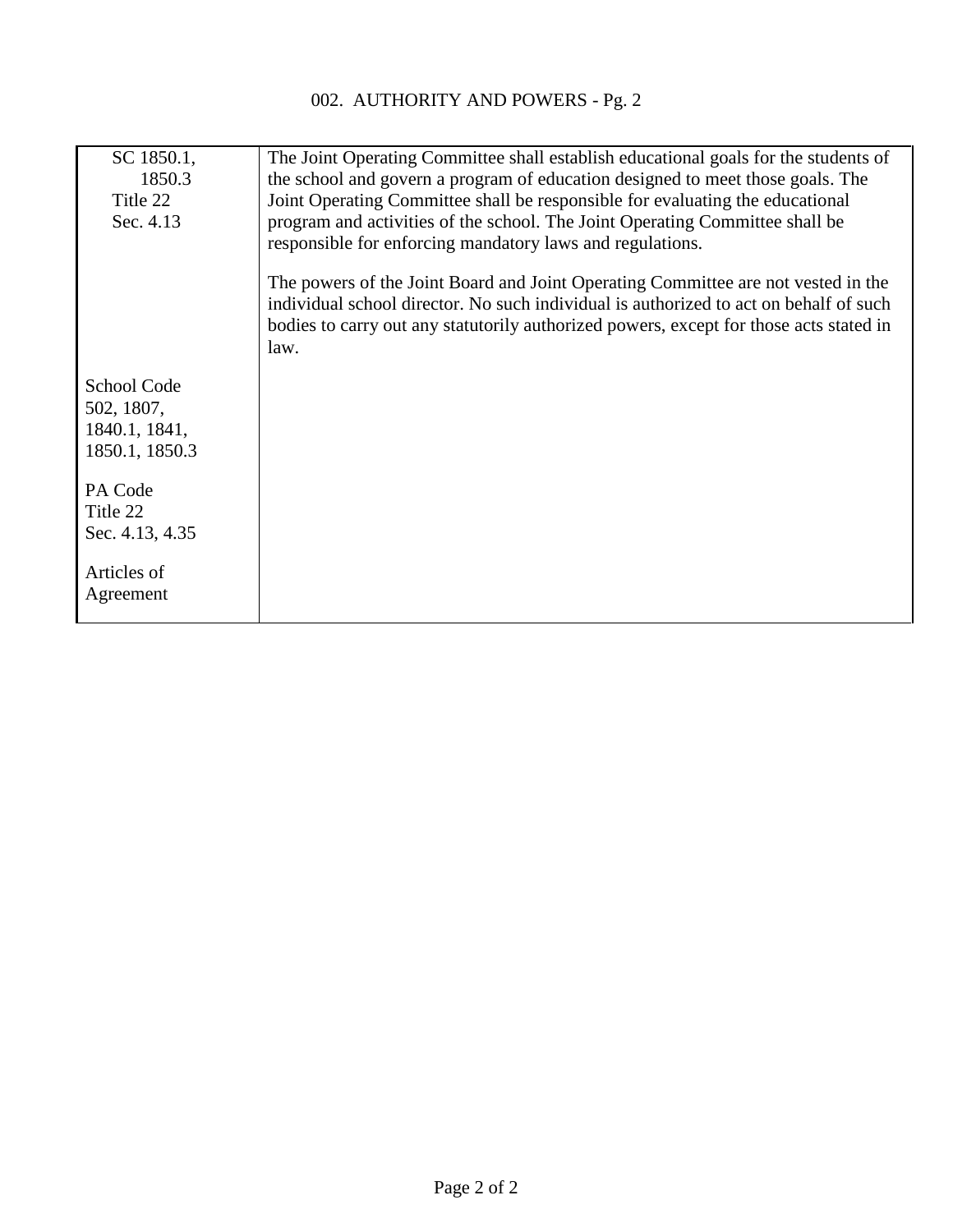| | |
|---|---|
| SC 1850.1, 1850.3<br>Title 22<br>Sec. 4.13 | The Joint Operating Committee shall establish educational goals for the students of the school and govern a program of education designed to meet those goals. The Joint Operating Committee shall be responsible for evaluating the educational program and activities of the school. The Joint Operating Committee shall be responsible for enforcing mandatory laws and regulations.<br><br>The powers of the Joint Board and Joint Operating Committee are not vested in the individual school director. No such individual is authorized to act on behalf of such bodies to carry out any statutorily authorized powers, except for those acts stated in law. |
| School Code<br>502, 1807,<br>1840.1, 1841,<br>1850.1, 1850.3<br><br>PA Code<br>Title 22<br>Sec. 4.13, 4.35<br><br>Articles of Agreement | |